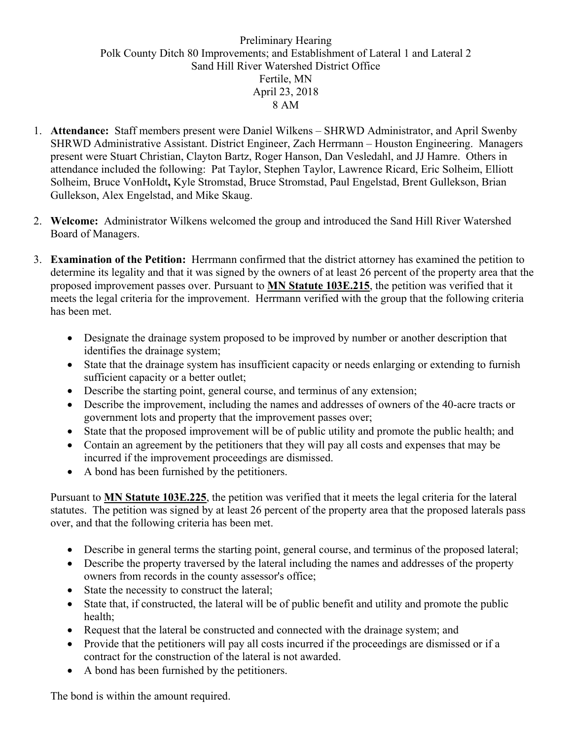Preliminary Hearing
Polk County Ditch 80 Improvements; and Establishment of Lateral 1 and Lateral 2
Sand Hill River Watershed District Office
Fertile, MN
April 23, 2018
8 AM

1. **Attendance:** Staff members present were Daniel Wilkens – SHRWD Administrator, and April Swenby SHRWD Administrative Assistant. District Engineer, Zach Herrmann – Houston Engineering. Managers present were Stuart Christian, Clayton Bartz, Roger Hanson, Dan Vesledahl, and JJ Hamre. Others in attendance included the following: Pat Taylor, Stephen Taylor, Lawrence Ricard, Eric Solheim, Elliott Solheim, Bruce VonHoldt**,** Kyle Stromstad, Bruce Stromstad, Paul Engelstad, Brent Gullekson, Brian Gullekson, Alex Engelstad, and Mike Skaug.

2. **Welcome:** Administrator Wilkens welcomed the group and introduced the Sand Hill River Watershed Board of Managers.

3. **Examination of the Petition:** Herrmann confirmed that the district attorney has examined the petition to determine its legality and that it was signed by the owners of at least 26 percent of the property area that the proposed improvement passes over. Pursuant to **MN Statute 103E.215**, the petition was verified that it meets the legal criteria for the improvement. Herrmann verified with the group that the following criteria has been met.

   - Designate the drainage system proposed to be improved by number or another description that identifies the drainage system;
   - State that the drainage system has insufficient capacity or needs enlarging or extending to furnish sufficient capacity or a better outlet;
   - Describe the starting point, general course, and terminus of any extension;
   - Describe the improvement, including the names and addresses of owners of the 40-acre tracts or government lots and property that the improvement passes over;
   - State that the proposed improvement will be of public utility and promote the public health; and
   - Contain an agreement by the petitioners that they will pay all costs and expenses that may be incurred if the improvement proceedings are dismissed.
   - A bond has been furnished by the petitioners.

   Pursuant to **MN Statute 103E.225**, the petition was verified that it meets the legal criteria for the lateral statutes. The petition was signed by at least 26 percent of the property area that the proposed laterals pass over, and that the following criteria has been met.

   - Describe in general terms the starting point, general course, and terminus of the proposed lateral;
   - Describe the property traversed by the lateral including the names and addresses of the property owners from records in the county assessor's office;
   - State the necessity to construct the lateral;
   - State that, if constructed, the lateral will be of public benefit and utility and promote the public health;
   - Request that the lateral be constructed and connected with the drainage system; and
   - Provide that the petitioners will pay all costs incurred if the proceedings are dismissed or if a contract for the construction of the lateral is not awarded.
   - A bond has been furnished by the petitioners.

   The bond is within the amount required.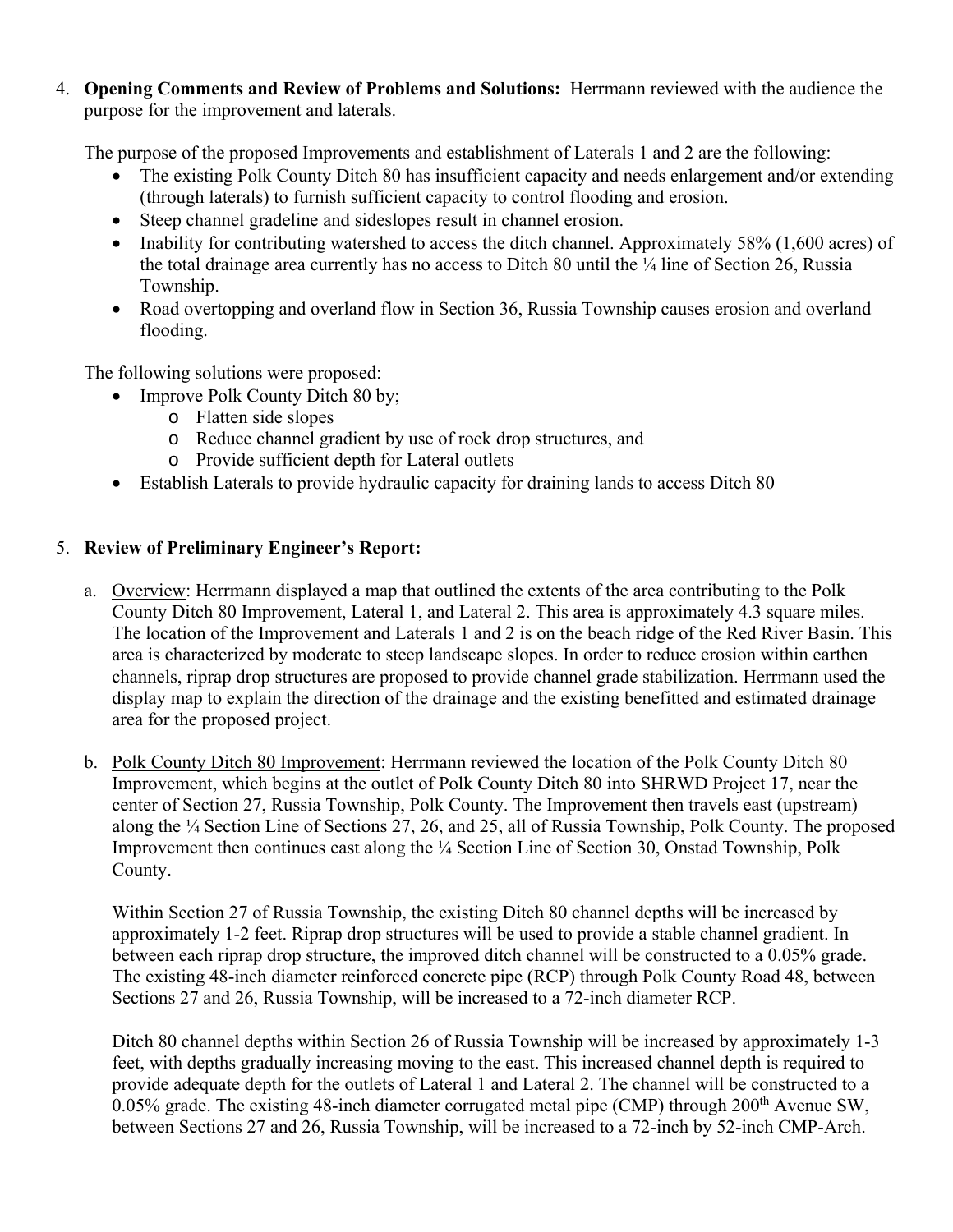4. **Opening Comments and Review of Problems and Solutions:** Herrmann reviewed with the audience the purpose for the improvement and laterals.

   The purpose of the proposed Improvements and establishment of Laterals 1 and 2 are the following:

   - The existing Polk County Ditch 80 has insufficient capacity and needs enlargement and/or extending (through laterals) to furnish sufficient capacity to control flooding and erosion.
   - Steep channel gradeline and sideslopes result in channel erosion.
   - Inability for contributing watershed to access the ditch channel. Approximately 58% (1,600 acres) of the total drainage area currently has no access to Ditch 80 until the ¼ line of Section 26, Russia Township.
   - Road overtopping and overland flow in Section 36, Russia Township causes erosion and overland flooding.

   The following solutions were proposed:

   - Improve Polk County Ditch 80 by;
     - Flatten side slopes
     - Reduce channel gradient by use of rock drop structures, and
     - Provide sufficient depth for Lateral outlets
   - Establish Laterals to provide hydraulic capacity for draining lands to access Ditch 80

5. **Review of Preliminary Engineer's Report:**

   a. Overview: Herrmann displayed a map that outlined the extents of the area contributing to the Polk County Ditch 80 Improvement, Lateral 1, and Lateral 2. This area is approximately 4.3 square miles. The location of the Improvement and Laterals 1 and 2 is on the beach ridge of the Red River Basin. This area is characterized by moderate to steep landscape slopes. In order to reduce erosion within earthen channels, riprap drop structures are proposed to provide channel grade stabilization. Herrmann used the display map to explain the direction of the drainage and the existing benefitted and estimated drainage area for the proposed project.

   b. Polk County Ditch 80 Improvement: Herrmann reviewed the location of the Polk County Ditch 80 Improvement, which begins at the outlet of Polk County Ditch 80 into SHRWD Project 17, near the center of Section 27, Russia Township, Polk County. The Improvement then travels east (upstream) along the ¼ Section Line of Sections 27, 26, and 25, all of Russia Township, Polk County. The proposed Improvement then continues east along the ¼ Section Line of Section 30, Onstad Township, Polk County.

      Within Section 27 of Russia Township, the existing Ditch 80 channel depths will be increased by approximately 1-2 feet. Riprap drop structures will be used to provide a stable channel gradient. In between each riprap drop structure, the improved ditch channel will be constructed to a 0.05% grade. The existing 48-inch diameter reinforced concrete pipe (RCP) through Polk County Road 48, between Sections 27 and 26, Russia Township, will be increased to a 72-inch diameter RCP.

      Ditch 80 channel depths within Section 26 of Russia Township will be increased by approximately 1-3 feet, with depths gradually increasing moving to the east. This increased channel depth is required to provide adequate depth for the outlets of Lateral 1 and Lateral 2. The channel will be constructed to a 0.05% grade. The existing 48-inch diameter corrugated metal pipe (CMP) through 200th Avenue SW, between Sections 27 and 26, Russia Township, will be increased to a 72-inch by 52-inch CMP-Arch.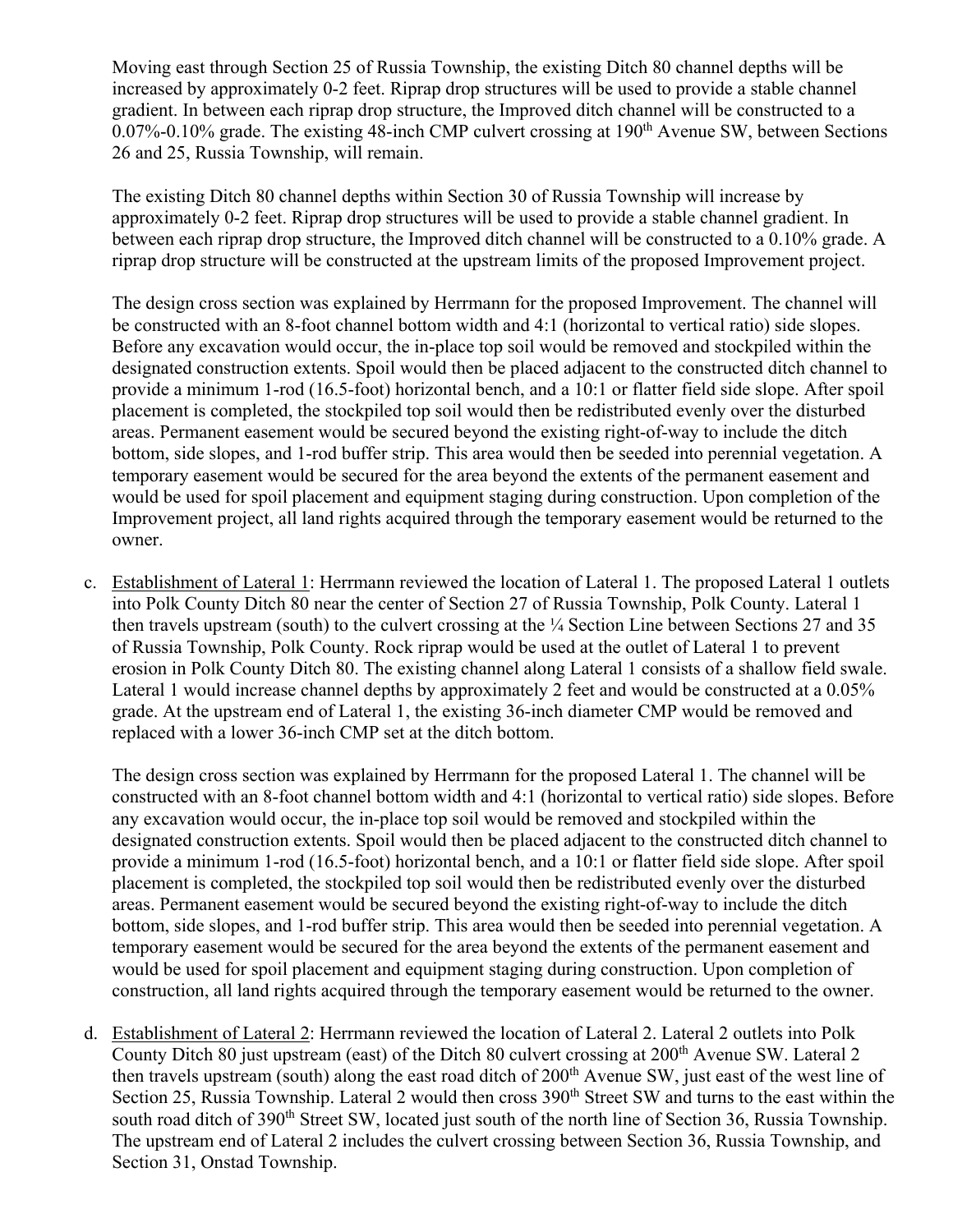Moving east through Section 25 of Russia Township, the existing Ditch 80 channel depths will be increased by approximately 0-2 feet. Riprap drop structures will be used to provide a stable channel gradient. In between each riprap drop structure, the Improved ditch channel will be constructed to a 0.07%-0.10% grade. The existing 48-inch CMP culvert crossing at 190th Avenue SW, between Sections 26 and 25, Russia Township, will remain.

The existing Ditch 80 channel depths within Section 30 of Russia Township will increase by approximately 0-2 feet. Riprap drop structures will be used to provide a stable channel gradient. In between each riprap drop structure, the Improved ditch channel will be constructed to a 0.10% grade. A riprap drop structure will be constructed at the upstream limits of the proposed Improvement project.

The design cross section was explained by Herrmann for the proposed Improvement. The channel will be constructed with an 8-foot channel bottom width and 4:1 (horizontal to vertical ratio) side slopes. Before any excavation would occur, the in-place top soil would be removed and stockpiled within the designated construction extents. Spoil would then be placed adjacent to the constructed ditch channel to provide a minimum 1-rod (16.5-foot) horizontal bench, and a 10:1 or flatter field side slope. After spoil placement is completed, the stockpiled top soil would then be redistributed evenly over the disturbed areas. Permanent easement would be secured beyond the existing right-of-way to include the ditch bottom, side slopes, and 1-rod buffer strip. This area would then be seeded into perennial vegetation. A temporary easement would be secured for the area beyond the extents of the permanent easement and would be used for spoil placement and equipment staging during construction. Upon completion of the Improvement project, all land rights acquired through the temporary easement would be returned to the owner.

c. Establishment of Lateral 1: Herrmann reviewed the location of Lateral 1. The proposed Lateral 1 outlets into Polk County Ditch 80 near the center of Section 27 of Russia Township, Polk County. Lateral 1 then travels upstream (south) to the culvert crossing at the ¼ Section Line between Sections 27 and 35 of Russia Township, Polk County. Rock riprap would be used at the outlet of Lateral 1 to prevent erosion in Polk County Ditch 80. The existing channel along Lateral 1 consists of a shallow field swale. Lateral 1 would increase channel depths by approximately 2 feet and would be constructed at a 0.05% grade. At the upstream end of Lateral 1, the existing 36-inch diameter CMP would be removed and replaced with a lower 36-inch CMP set at the ditch bottom.

   The design cross section was explained by Herrmann for the proposed Lateral 1. The channel will be constructed with an 8-foot channel bottom width and 4:1 (horizontal to vertical ratio) side slopes. Before any excavation would occur, the in-place top soil would be removed and stockpiled within the designated construction extents. Spoil would then be placed adjacent to the constructed ditch channel to provide a minimum 1-rod (16.5-foot) horizontal bench, and a 10:1 or flatter field side slope. After spoil placement is completed, the stockpiled top soil would then be redistributed evenly over the disturbed areas. Permanent easement would be secured beyond the existing right-of-way to include the ditch bottom, side slopes, and 1-rod buffer strip. This area would then be seeded into perennial vegetation. A temporary easement would be secured for the area beyond the extents of the permanent easement and would be used for spoil placement and equipment staging during construction. Upon completion of construction, all land rights acquired through the temporary easement would be returned to the owner.

d. Establishment of Lateral 2: Herrmann reviewed the location of Lateral 2. Lateral 2 outlets into Polk County Ditch 80 just upstream (east) of the Ditch 80 culvert crossing at 200th Avenue SW. Lateral 2 then travels upstream (south) along the east road ditch of 200th Avenue SW, just east of the west line of Section 25, Russia Township. Lateral 2 would then cross 390th Street SW and turns to the east within the south road ditch of 390th Street SW, located just south of the north line of Section 36, Russia Township. The upstream end of Lateral 2 includes the culvert crossing between Section 36, Russia Township, and Section 31, Onstad Township.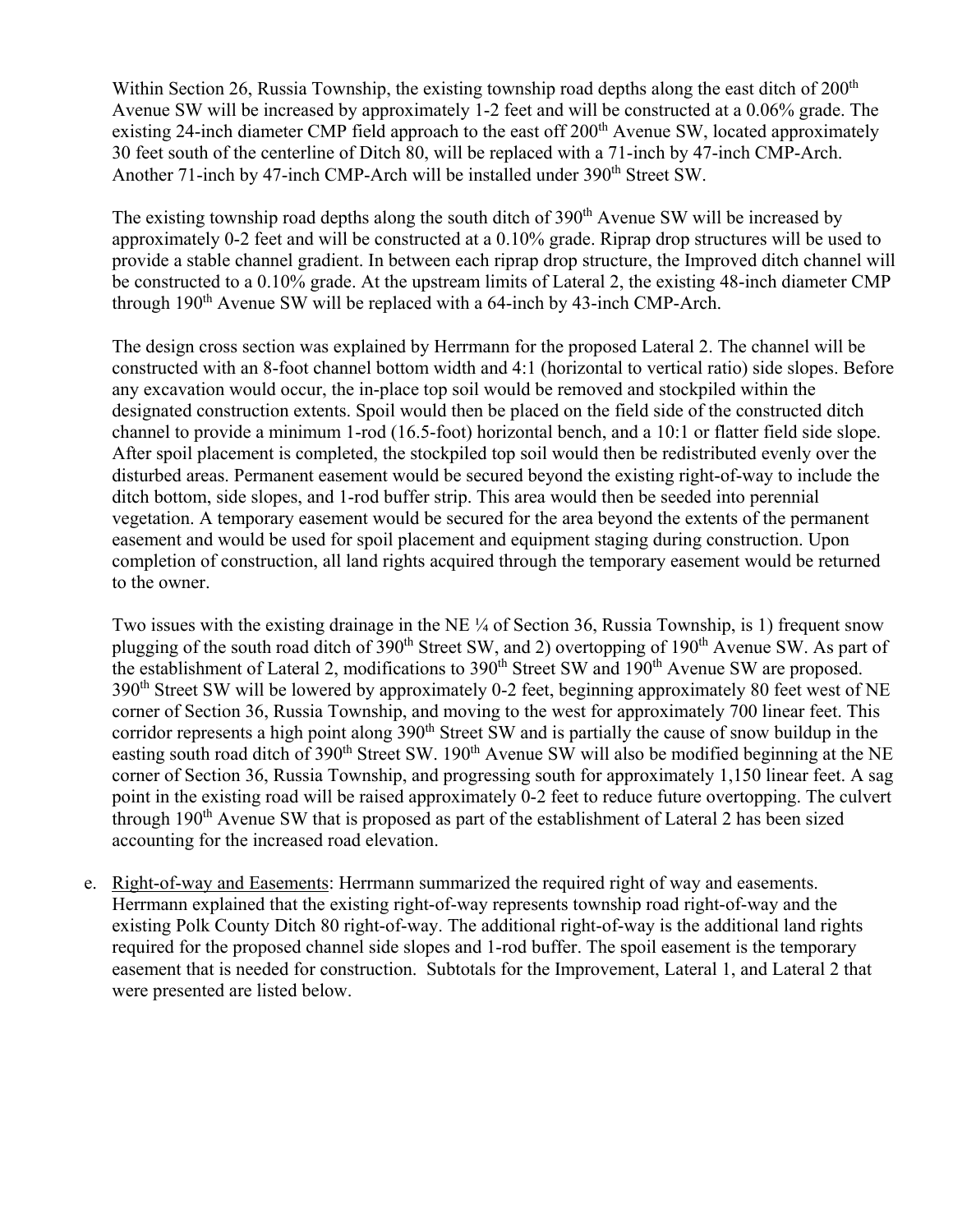Within Section 26, Russia Township, the existing township road depths along the east ditch of 200th Avenue SW will be increased by approximately 1-2 feet and will be constructed at a 0.06% grade. The existing 24-inch diameter CMP field approach to the east off 200th Avenue SW, located approximately 30 feet south of the centerline of Ditch 80, will be replaced with a 71-inch by 47-inch CMP-Arch. Another 71-inch by 47-inch CMP-Arch will be installed under 390th Street SW.

The existing township road depths along the south ditch of 390th Avenue SW will be increased by approximately 0-2 feet and will be constructed at a 0.10% grade. Riprap drop structures will be used to provide a stable channel gradient. In between each riprap drop structure, the Improved ditch channel will be constructed to a 0.10% grade. At the upstream limits of Lateral 2, the existing 48-inch diameter CMP through 190th Avenue SW will be replaced with a 64-inch by 43-inch CMP-Arch.

The design cross section was explained by Herrmann for the proposed Lateral 2. The channel will be constructed with an 8-foot channel bottom width and 4:1 (horizontal to vertical ratio) side slopes. Before any excavation would occur, the in-place top soil would be removed and stockpiled within the designated construction extents. Spoil would then be placed on the field side of the constructed ditch channel to provide a minimum 1-rod (16.5-foot) horizontal bench, and a 10:1 or flatter field side slope. After spoil placement is completed, the stockpiled top soil would then be redistributed evenly over the disturbed areas. Permanent easement would be secured beyond the existing right-of-way to include the ditch bottom, side slopes, and 1-rod buffer strip. This area would then be seeded into perennial vegetation. A temporary easement would be secured for the area beyond the extents of the permanent easement and would be used for spoil placement and equipment staging during construction. Upon completion of construction, all land rights acquired through the temporary easement would be returned to the owner.

Two issues with the existing drainage in the NE ¼ of Section 36, Russia Township, is 1) frequent snow plugging of the south road ditch of 390th Street SW, and 2) overtopping of 190th Avenue SW. As part of the establishment of Lateral 2, modifications to 390th Street SW and 190th Avenue SW are proposed. 390th Street SW will be lowered by approximately 0-2 feet, beginning approximately 80 feet west of NE corner of Section 36, Russia Township, and moving to the west for approximately 700 linear feet. This corridor represents a high point along 390th Street SW and is partially the cause of snow buildup in the easting south road ditch of 390th Street SW. 190th Avenue SW will also be modified beginning at the NE corner of Section 36, Russia Township, and progressing south for approximately 1,150 linear feet. A sag point in the existing road will be raised approximately 0-2 feet to reduce future overtopping. The culvert through 190th Avenue SW that is proposed as part of the establishment of Lateral 2 has been sized accounting for the increased road elevation.

e. Right-of-way and Easements: Herrmann summarized the required right of way and easements. Herrmann explained that the existing right-of-way represents township road right-of-way and the existing Polk County Ditch 80 right-of-way. The additional right-of-way is the additional land rights required for the proposed channel side slopes and 1-rod buffer. The spoil easement is the temporary easement that is needed for construction. Subtotals for the Improvement, Lateral 1, and Lateral 2 that were presented are listed below.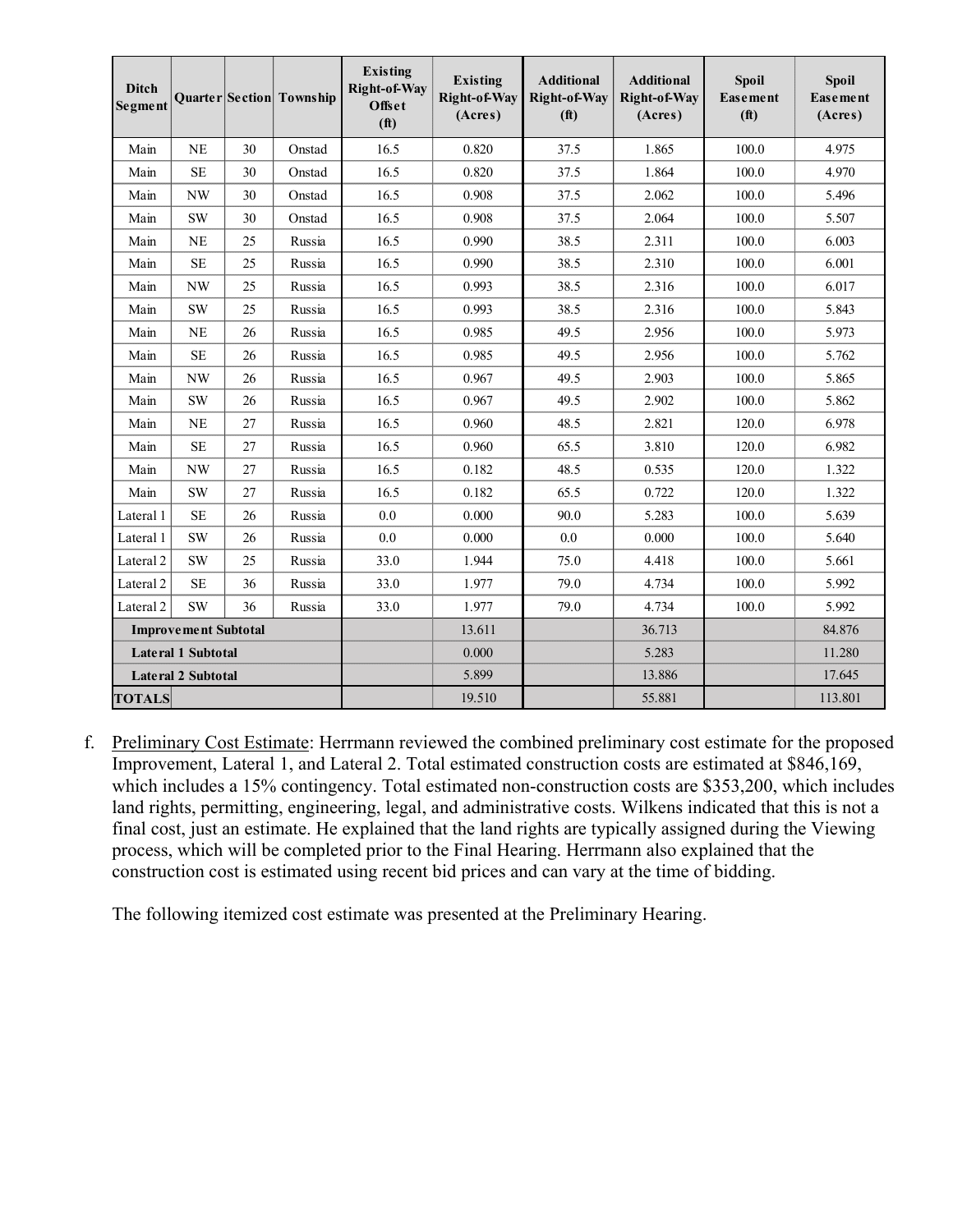| Ditch Segment | Quarter | Section | Township | Existing Right-of-Way Offset (ft) | Existing Right-of-Way (Acres) | Additional Right-of-Way (ft) | Additional Right-of-Way (Acres) | Spoil Easement (ft) | Spoil Easement (Acres) |
|---|---|---|---|---|---|---|---|---|---|
| Main | NE | 30 | Onstad | 16.5 | 0.820 | 37.5 | 1.865 | 100.0 | 4.975 |
| Main | SE | 30 | Onstad | 16.5 | 0.820 | 37.5 | 1.864 | 100.0 | 4.970 |
| Main | NW | 30 | Onstad | 16.5 | 0.908 | 37.5 | 2.062 | 100.0 | 5.496 |
| Main | SW | 30 | Onstad | 16.5 | 0.908 | 37.5 | 2.064 | 100.0 | 5.507 |
| Main | NE | 25 | Russia | 16.5 | 0.990 | 38.5 | 2.311 | 100.0 | 6.003 |
| Main | SE | 25 | Russia | 16.5 | 0.990 | 38.5 | 2.310 | 100.0 | 6.001 |
| Main | NW | 25 | Russia | 16.5 | 0.993 | 38.5 | 2.316 | 100.0 | 6.017 |
| Main | SW | 25 | Russia | 16.5 | 0.993 | 38.5 | 2.316 | 100.0 | 5.843 |
| Main | NE | 26 | Russia | 16.5 | 0.985 | 49.5 | 2.956 | 100.0 | 5.973 |
| Main | SE | 26 | Russia | 16.5 | 0.985 | 49.5 | 2.956 | 100.0 | 5.762 |
| Main | NW | 26 | Russia | 16.5 | 0.967 | 49.5 | 2.903 | 100.0 | 5.865 |
| Main | SW | 26 | Russia | 16.5 | 0.967 | 49.5 | 2.902 | 100.0 | 5.862 |
| Main | NE | 27 | Russia | 16.5 | 0.960 | 48.5 | 2.821 | 120.0 | 6.978 |
| Main | SE | 27 | Russia | 16.5 | 0.960 | 65.5 | 3.810 | 120.0 | 6.982 |
| Main | NW | 27 | Russia | 16.5 | 0.182 | 48.5 | 0.535 | 120.0 | 1.322 |
| Main | SW | 27 | Russia | 16.5 | 0.182 | 65.5 | 0.722 | 120.0 | 1.322 |
| Lateral 1 | SE | 26 | Russia | 0.0 | 0.000 | 90.0 | 5.283 | 100.0 | 5.639 |
| Lateral 1 | SW | 26 | Russia | 0.0 | 0.000 | 0.0 | 0.000 | 100.0 | 5.640 |
| Lateral 2 | SW | 25 | Russia | 33.0 | 1.944 | 75.0 | 4.418 | 100.0 | 5.661 |
| Lateral 2 | SE | 36 | Russia | 33.0 | 1.977 | 79.0 | 4.734 | 100.0 | 5.992 |
| Lateral 2 | SW | 36 | Russia | 33.0 | 1.977 | 79.0 | 4.734 | 100.0 | 5.992 |
| **Improvement Subtotal** | | | | | 13.611 | | 36.713 | | 84.876 |
| **Lateral 1 Subtotal** | | | | | 0.000 | | 5.283 | | 11.280 |
| **Lateral 2 Subtotal** | | | | | 5.899 | | 13.886 | | 17.645 |
| **TOTALS** | | | | | 19.510 | | 55.881 | | 113.801 |

f. Preliminary Cost Estimate: Herrmann reviewed the combined preliminary cost estimate for the proposed Improvement, Lateral 1, and Lateral 2. Total estimated construction costs are estimated at $846,169, which includes a 15% contingency. Total estimated non-construction costs are $353,200, which includes land rights, permitting, engineering, legal, and administrative costs. Wilkens indicated that this is not a final cost, just an estimate. He explained that the land rights are typically assigned during the Viewing process, which will be completed prior to the Final Hearing. Herrmann also explained that the construction cost is estimated using recent bid prices and can vary at the time of bidding.

The following itemized cost estimate was presented at the Preliminary Hearing.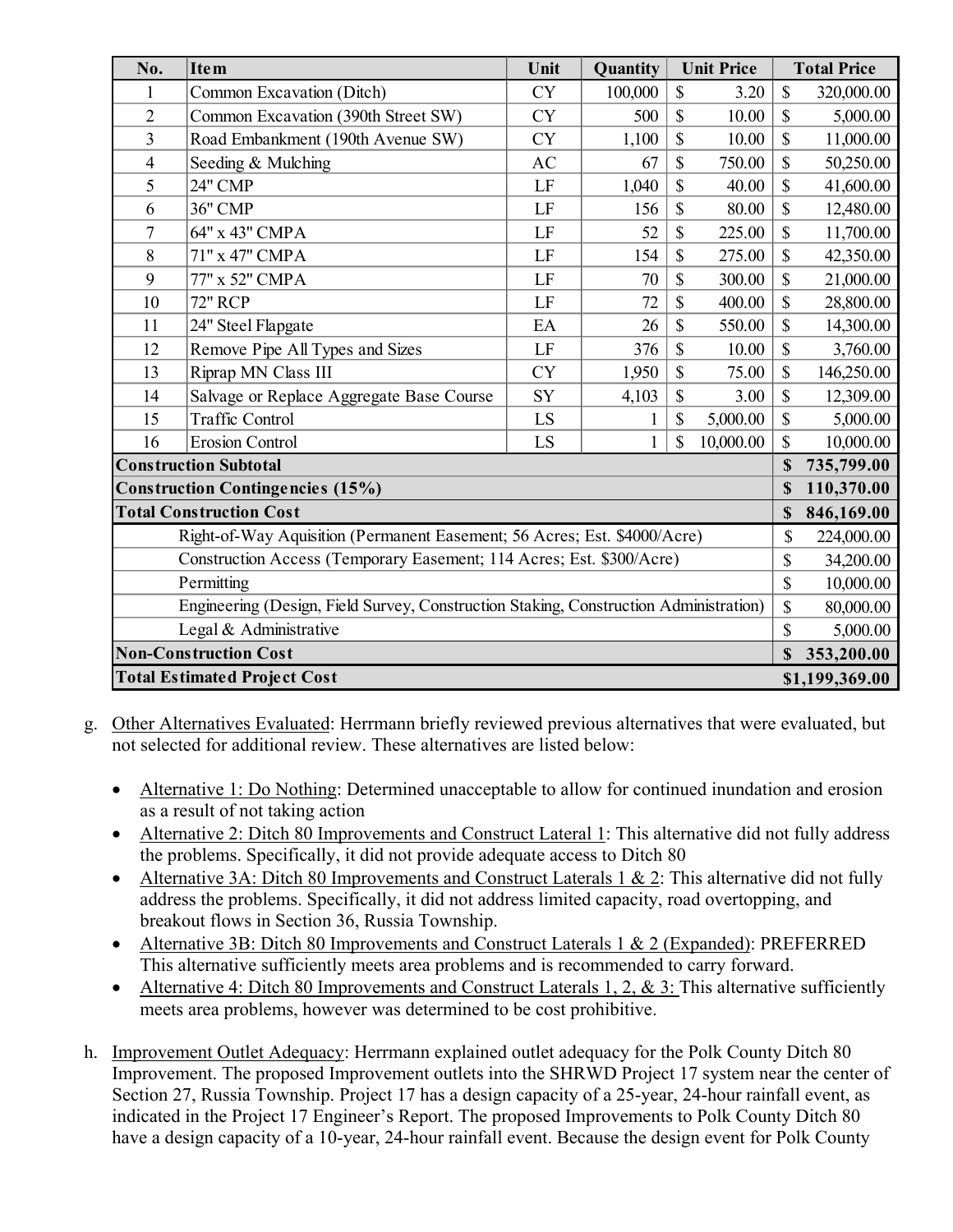| No. | Item | Unit | Quantity | Unit Price | Total Price |
|---|---|---|---|---|---|
| 1 | Common Excavation (Ditch) | CY | 100,000 | $ 3.20 | $ 320,000.00 |
| 2 | Common Excavation (390th Street SW) | CY | 500 | $ 10.00 | $ 5,000.00 |
| 3 | Road Embankment (190th Avenue SW) | CY | 1,100 | $ 10.00 | $ 11,000.00 |
| 4 | Seeding & Mulching | AC | 67 | $ 750.00 | $ 50,250.00 |
| 5 | 24" CMP | LF | 1,040 | $ 40.00 | $ 41,600.00 |
| 6 | 36" CMP | LF | 156 | $ 80.00 | $ 12,480.00 |
| 7 | 64" x 43" CMPA | LF | 52 | $ 225.00 | $ 11,700.00 |
| 8 | 71" x 47" CMPA | LF | 154 | $ 275.00 | $ 42,350.00 |
| 9 | 77" x 52" CMPA | LF | 70 | $ 300.00 | $ 21,000.00 |
| 10 | 72" RCP | LF | 72 | $ 400.00 | $ 28,800.00 |
| 11 | 24" Steel Flapgate | EA | 26 | $ 550.00 | $ 14,300.00 |
| 12 | Remove Pipe All Types and Sizes | LF | 376 | $ 10.00 | $ 3,760.00 |
| 13 | Riprap MN Class III | CY | 1,950 | $ 75.00 | $ 146,250.00 |
| 14 | Salvage or Replace Aggregate Base Course | SY | 4,103 | $ 3.00 | $ 12,309.00 |
| 15 | Traffic Control | LS | 1 | $ 5,000.00 | $ 5,000.00 |
| 16 | Erosion Control | LS | 1 | $ 10,000.00 | $ 10,000.00 |
| **Construction Subtotal** | | | | | **$ 735,799.00** |
| **Construction Contingencies (15%)** | | | | | **$ 110,370.00** |
| **Total Construction Cost** | | | | | **$ 846,169.00** |
| | Right-of-Way Aquisition (Permanent Easement; 56 Acres; Est. $4000/Acre) | | | | $ 224,000.00 |
| | Construction Access (Temporary Easement; 114 Acres; Est. $300/Acre) | | | | $ 34,200.00 |
| | Permitting | | | | $ 10,000.00 |
| | Engineering (Design, Field Survey, Construction Staking, Construction Administration) | | | | $ 80,000.00 |
| | Legal & Administrative | | | | $ 5,000.00 |
| **Non-Construction Cost** | | | | | **$ 353,200.00** |
| **Total Estimated Project Cost** | | | | | **$1,199,369.00** |

g. Other Alternatives Evaluated: Herrmann briefly reviewed previous alternatives that were evaluated, but not selected for additional review. These alternatives are listed below:

- Alternative 1: Do Nothing: Determined unacceptable to allow for continued inundation and erosion as a result of not taking action
- Alternative 2: Ditch 80 Improvements and Construct Lateral 1: This alternative did not fully address the problems. Specifically, it did not provide adequate access to Ditch 80
- Alternative 3A: Ditch 80 Improvements and Construct Laterals 1 & 2: This alternative did not fully address the problems. Specifically, it did not address limited capacity, road overtopping, and breakout flows in Section 36, Russia Township.
- Alternative 3B: Ditch 80 Improvements and Construct Laterals 1 & 2 (Expanded): PREFERRED This alternative sufficiently meets area problems and is recommended to carry forward.
- Alternative 4: Ditch 80 Improvements and Construct Laterals 1, 2, & 3: This alternative sufficiently meets area problems, however was determined to be cost prohibitive.

h. Improvement Outlet Adequacy: Herrmann explained outlet adequacy for the Polk County Ditch 80 Improvement. The proposed Improvement outlets into the SHRWD Project 17 system near the center of Section 27, Russia Township. Project 17 has a design capacity of a 25-year, 24-hour rainfall event, as indicated in the Project 17 Engineer's Report. The proposed Improvements to Polk County Ditch 80 have a design capacity of a 10-year, 24-hour rainfall event. Because the design event for Polk County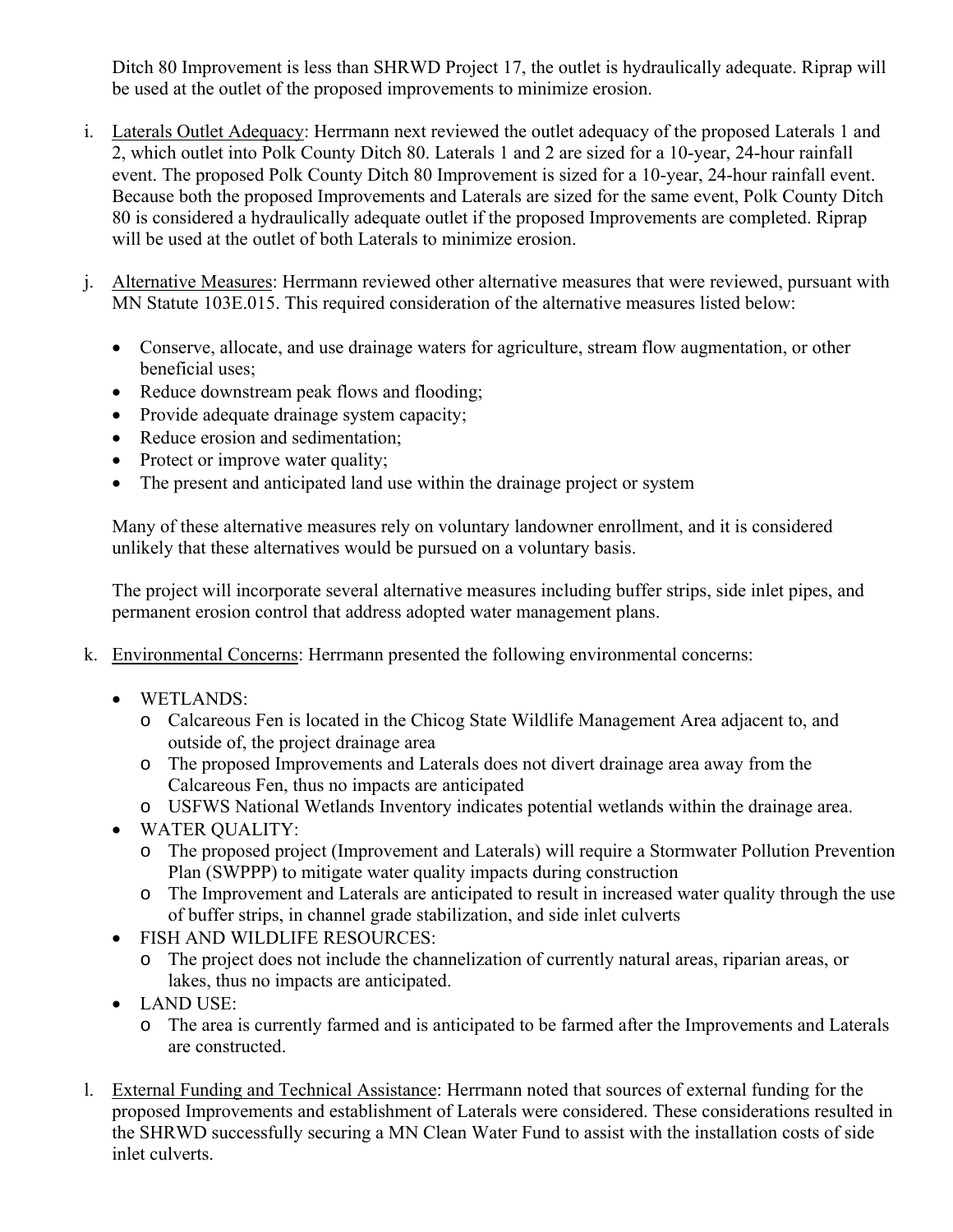Ditch 80 Improvement is less than SHRWD Project 17, the outlet is hydraulically adequate. Riprap will be used at the outlet of the proposed improvements to minimize erosion.

i. Laterals Outlet Adequacy: Herrmann next reviewed the outlet adequacy of the proposed Laterals 1 and 2, which outlet into Polk County Ditch 80. Laterals 1 and 2 are sized for a 10-year, 24-hour rainfall event. The proposed Polk County Ditch 80 Improvement is sized for a 10-year, 24-hour rainfall event. Because both the proposed Improvements and Laterals are sized for the same event, Polk County Ditch 80 is considered a hydraulically adequate outlet if the proposed Improvements are completed. Riprap will be used at the outlet of both Laterals to minimize erosion.

j. Alternative Measures: Herrmann reviewed other alternative measures that were reviewed, pursuant with MN Statute 103E.015. This required consideration of the alternative measures listed below:

- Conserve, allocate, and use drainage waters for agriculture, stream flow augmentation, or other beneficial uses;
- Reduce downstream peak flows and flooding;
- Provide adequate drainage system capacity;
- Reduce erosion and sedimentation;
- Protect or improve water quality;
- The present and anticipated land use within the drainage project or system

Many of these alternative measures rely on voluntary landowner enrollment, and it is considered unlikely that these alternatives would be pursued on a voluntary basis.

The project will incorporate several alternative measures including buffer strips, side inlet pipes, and permanent erosion control that address adopted water management plans.

k. Environmental Concerns: Herrmann presented the following environmental concerns:

- WETLANDS:
  - Calcareous Fen is located in the Chicog State Wildlife Management Area adjacent to, and outside of, the project drainage area
  - The proposed Improvements and Laterals does not divert drainage area away from the Calcareous Fen, thus no impacts are anticipated
  - USFWS National Wetlands Inventory indicates potential wetlands within the drainage area.
- WATER QUALITY:
  - The proposed project (Improvement and Laterals) will require a Stormwater Pollution Prevention Plan (SWPPP) to mitigate water quality impacts during construction
  - The Improvement and Laterals are anticipated to result in increased water quality through the use of buffer strips, in channel grade stabilization, and side inlet culverts
- FISH AND WILDLIFE RESOURCES:
  - The project does not include the channelization of currently natural areas, riparian areas, or lakes, thus no impacts are anticipated.
- LAND USE:
  - The area is currently farmed and is anticipated to be farmed after the Improvements and Laterals are constructed.

l. External Funding and Technical Assistance: Herrmann noted that sources of external funding for the proposed Improvements and establishment of Laterals were considered. These considerations resulted in the SHRWD successfully securing a MN Clean Water Fund to assist with the installation costs of side inlet culverts.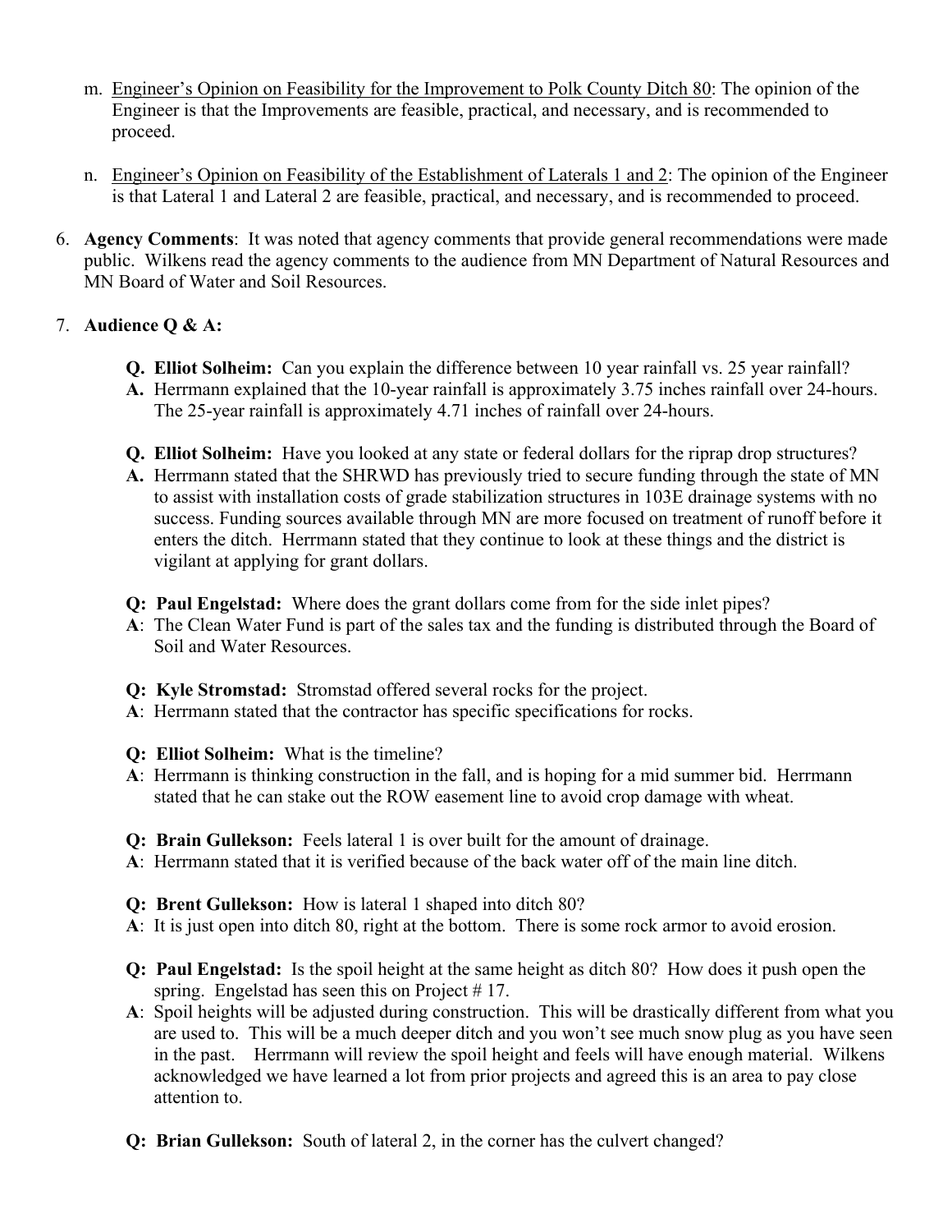m. Engineer's Opinion on Feasibility for the Improvement to Polk County Ditch 80: The opinion of the Engineer is that the Improvements are feasible, practical, and necessary, and is recommended to proceed.

n. Engineer's Opinion on Feasibility of the Establishment of Laterals 1 and 2: The opinion of the Engineer is that Lateral 1 and Lateral 2 are feasible, practical, and necessary, and is recommended to proceed.

6. **Agency Comments**: It was noted that agency comments that provide general recommendations were made public. Wilkens read the agency comments to the audience from MN Department of Natural Resources and MN Board of Water and Soil Resources.

7. **Audience Q & A:**

   **Q. Elliot Solheim:** Can you explain the difference between 10 year rainfall vs. 25 year rainfall?
   **A.** Herrmann explained that the 10-year rainfall is approximately 3.75 inches rainfall over 24-hours. The 25-year rainfall is approximately 4.71 inches of rainfall over 24-hours.

   **Q. Elliot Solheim:** Have you looked at any state or federal dollars for the riprap drop structures?
   **A.** Herrmann stated that the SHRWD has previously tried to secure funding through the state of MN to assist with installation costs of grade stabilization structures in 103E drainage systems with no success. Funding sources available through MN are more focused on treatment of runoff before it enters the ditch. Herrmann stated that they continue to look at these things and the district is vigilant at applying for grant dollars.

   **Q: Paul Engelstad:** Where does the grant dollars come from for the side inlet pipes?
   **A**: The Clean Water Fund is part of the sales tax and the funding is distributed through the Board of Soil and Water Resources.

   **Q: Kyle Stromstad:** Stromstad offered several rocks for the project.
   **A**: Herrmann stated that the contractor has specific specifications for rocks.

   **Q: Elliot Solheim:** What is the timeline?
   **A**: Herrmann is thinking construction in the fall, and is hoping for a mid summer bid. Herrmann stated that he can stake out the ROW easement line to avoid crop damage with wheat.

   **Q: Brain Gullekson:** Feels lateral 1 is over built for the amount of drainage.
   **A**: Herrmann stated that it is verified because of the back water off of the main line ditch.

   **Q: Brent Gullekson:** How is lateral 1 shaped into ditch 80?
   **A**: It is just open into ditch 80, right at the bottom. There is some rock armor to avoid erosion.

   **Q: Paul Engelstad:** Is the spoil height at the same height as ditch 80? How does it push open the spring. Engelstad has seen this on Project # 17.
   **A**: Spoil heights will be adjusted during construction. This will be drastically different from what you are used to. This will be a much deeper ditch and you won't see much snow plug as you have seen in the past. Herrmann will review the spoil height and feels will have enough material. Wilkens acknowledged we have learned a lot from prior projects and agreed this is an area to pay close attention to.

   **Q: Brian Gullekson:** South of lateral 2, in the corner has the culvert changed?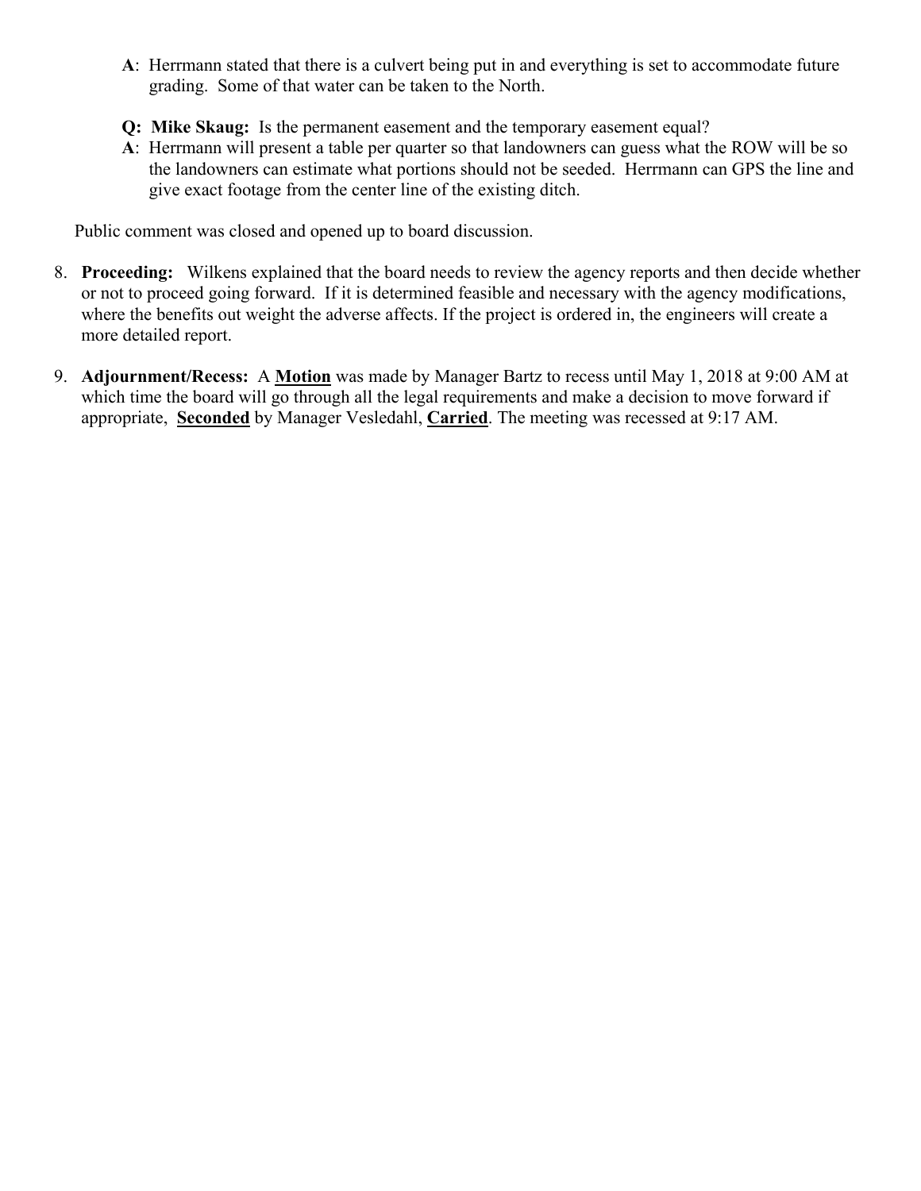**A**: Herrmann stated that there is a culvert being put in and everything is set to accommodate future grading. Some of that water can be taken to the North.

**Q: Mike Skaug:** Is the permanent easement and the temporary easement equal?
**A**: Herrmann will present a table per quarter so that landowners can guess what the ROW will be so the landowners can estimate what portions should not be seeded. Herrmann can GPS the line and give exact footage from the center line of the existing ditch.

Public comment was closed and opened up to board discussion.

8. **Proceeding:** Wilkens explained that the board needs to review the agency reports and then decide whether or not to proceed going forward. If it is determined feasible and necessary with the agency modifications, where the benefits out weight the adverse affects. If the project is ordered in, the engineers will create a more detailed report.

9. **Adjournment/Recess:** A <u>**Motion**</u> was made by Manager Bartz to recess until May 1, 2018 at 9:00 AM at which time the board will go through all the legal requirements and make a decision to move forward if appropriate, <u>**Seconded**</u> by Manager Vesledahl, <u>**Carried**</u>. The meeting was recessed at 9:17 AM.